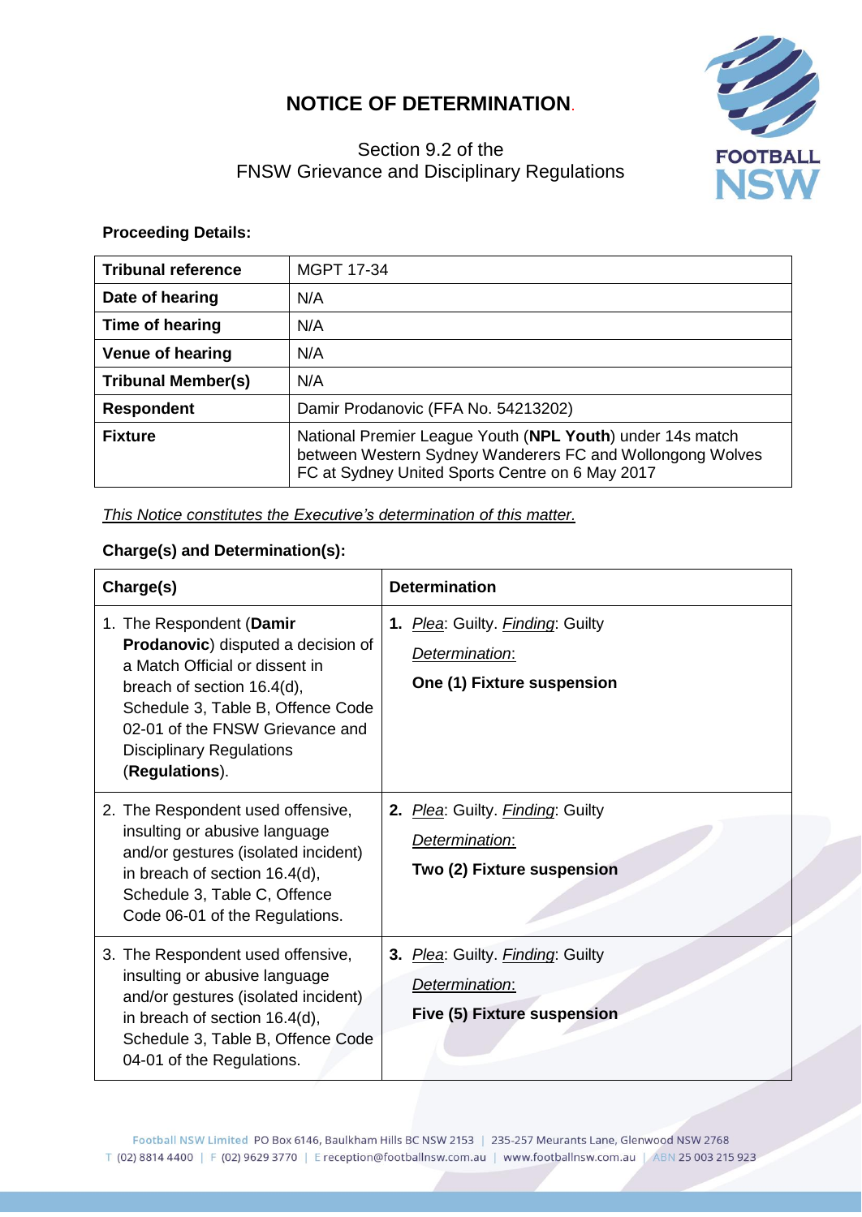# NOTICE OF DETERMINATION.

Section 9.2 of the
FNSW Grievance and Disciplinary Regulations

**Proceeding Details:**

| **Tribunal reference** | MGPT 17-34 |
|---|---|
| **Date of hearing** | N/A |
| **Time of hearing** | N/A |
| **Venue of hearing** | N/A |
| **Tribunal Member(s)** | N/A |
| **Respondent** | Damir Prodanovic (FFA No. 54213202) |
| **Fixture** | National Premier League Youth (**NPL Youth**) under 14s match between Western Sydney Wanderers FC and Wollongong Wolves FC at Sydney United Sports Centre on 6 May 2017 |

*This Notice constitutes the Executive's determination of this matter.*

**Charge(s) and Determination(s):**

| **Charge(s)** | **Determination** |
|---|---|
| 1. The Respondent (**Damir Prodanovic**) disputed a decision of a Match Official or dissent in breach of section 16.4(d), Schedule 3, Table B, Offence Code 02-01 of the FNSW Grievance and Disciplinary Regulations (**Regulations**). | **1.** *Plea*: Guilty. *Finding*: Guilty<br>*Determination*:<br>**One (1) Fixture suspension** |
| 2. The Respondent used offensive, insulting or abusive language and/or gestures (isolated incident) in breach of section 16.4(d), Schedule 3, Table C, Offence Code 06-01 of the Regulations. | **2.** *Plea*: Guilty. *Finding*: Guilty<br>*Determination*:<br>**Two (2) Fixture suspension** |
| 3. The Respondent used offensive, insulting or abusive language and/or gestures (isolated incident) in breach of section 16.4(d), Schedule 3, Table B, Offence Code 04-01 of the Regulations. | **3.** *Plea*: Guilty. *Finding*: Guilty<br>*Determination*:<br>**Five (5) Fixture suspension** |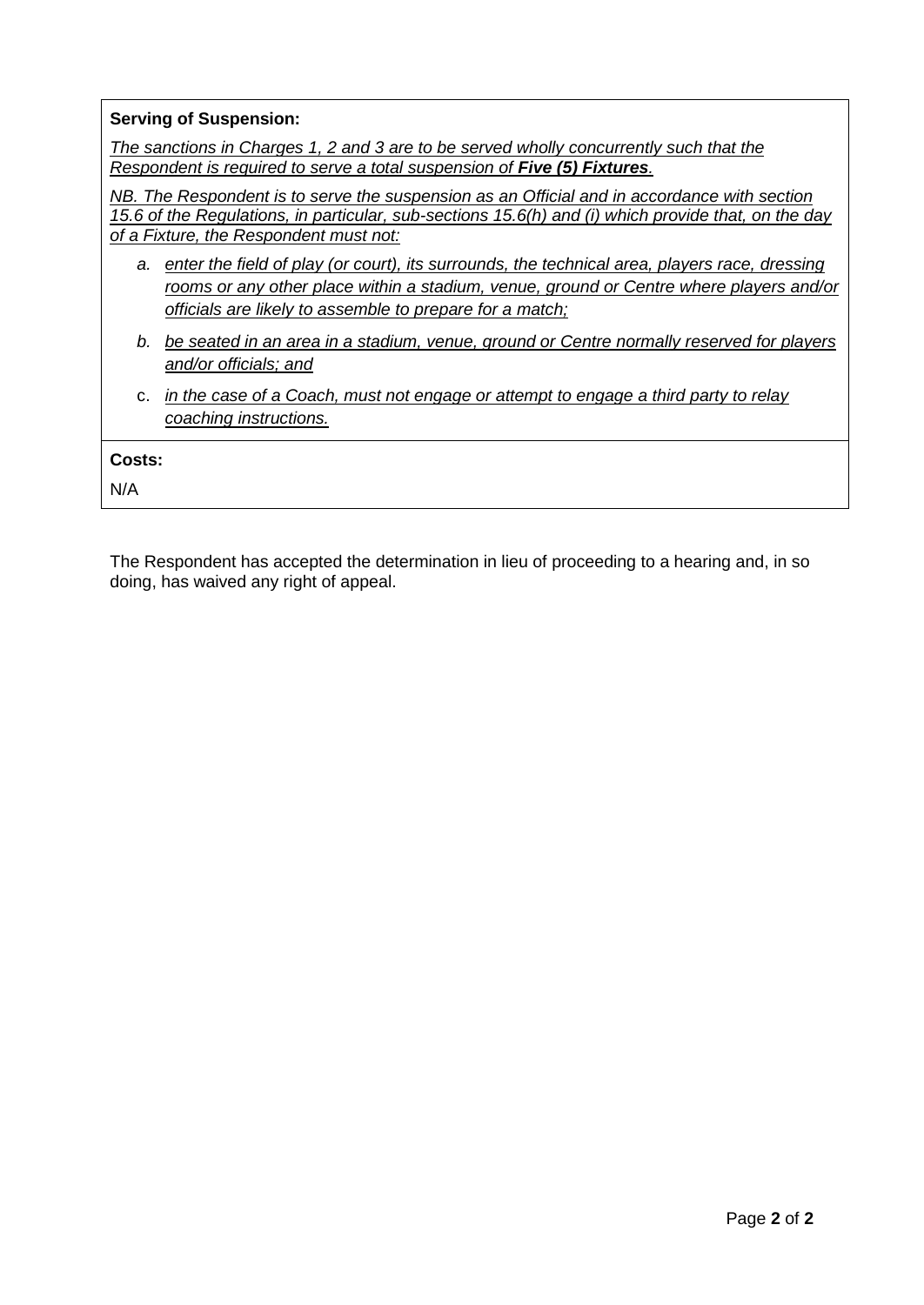**Serving of Suspension:**

*The sanctions in Charges 1, 2 and 3 are to be served wholly concurrently such that the Respondent is required to serve a total suspension of **Five (5) Fixtures**.*

*NB. The Respondent is to serve the suspension as an Official and in accordance with section 15.6 of the Regulations, in particular, sub-sections 15.6(h) and (i) which provide that, on the day of a Fixture, the Respondent must not:*

a. *enter the field of play (or court), its surrounds, the technical area, players race, dressing rooms or any other place within a stadium, venue, ground or Centre where players and/or officials are likely to assemble to prepare for a match;*

b. *be seated in an area in a stadium, venue, ground or Centre normally reserved for players and/or officials; and*

c. *in the case of a Coach, must not engage or attempt to engage a third party to relay coaching instructions.*

**Costs:**

N/A

The Respondent has accepted the determination in lieu of proceeding to a hearing and, in so doing, has waived any right of appeal.